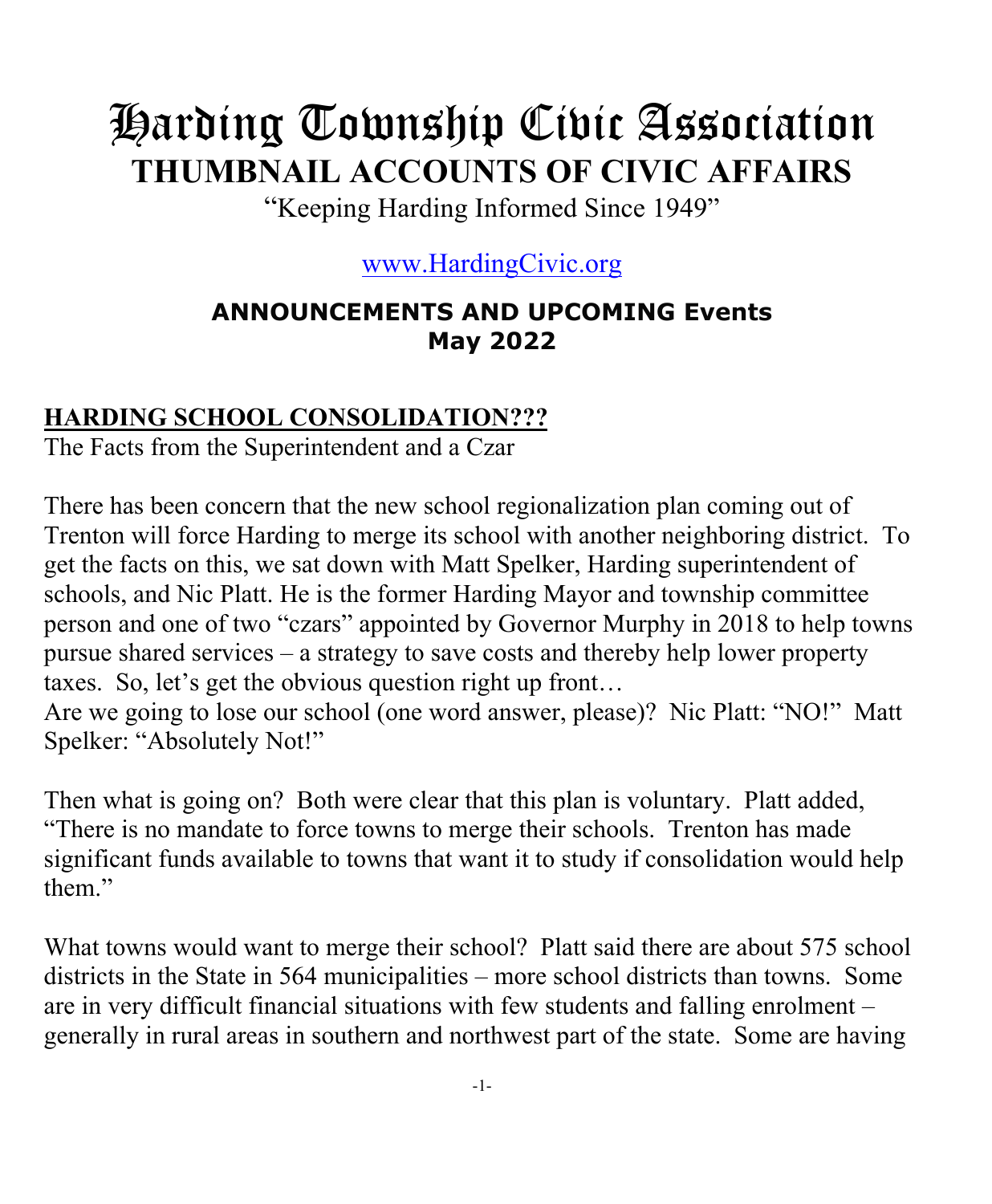# Harding Township Civic Association

## THUMBNAIL ACCOUNTS OF CIVIC AFFAIRS

"Keeping Harding Informed Since 1949"

www.HardingCivic.org

### ANNOUNCEMENTS AND UPCOMING Events
### May 2022

**HARDING SCHOOL CONSOLIDATION???**

The Facts from the Superintendent and a Czar

There has been concern that the new school regionalization plan coming out of Trenton will force Harding to merge its school with another neighboring district. To get the facts on this, we sat down with Matt Spelker, Harding superintendent of schools, and Nic Platt. He is the former Harding Mayor and township committee person and one of two "czars" appointed by Governor Murphy in 2018 to help towns pursue shared services – a strategy to save costs and thereby help lower property taxes. So, let's get the obvious question right up front…
Are we going to lose our school (one word answer, please)? Nic Platt: "NO!" Matt Spelker: "Absolutely Not!"

Then what is going on? Both were clear that this plan is voluntary. Platt added, "There is no mandate to force towns to merge their schools. Trenton has made significant funds available to towns that want it to study if consolidation would help them."

What towns would want to merge their school? Platt said there are about 575 school districts in the State in 564 municipalities – more school districts than towns. Some are in very difficult financial situations with few students and falling enrolment – generally in rural areas in southern and northwest part of the state. Some are having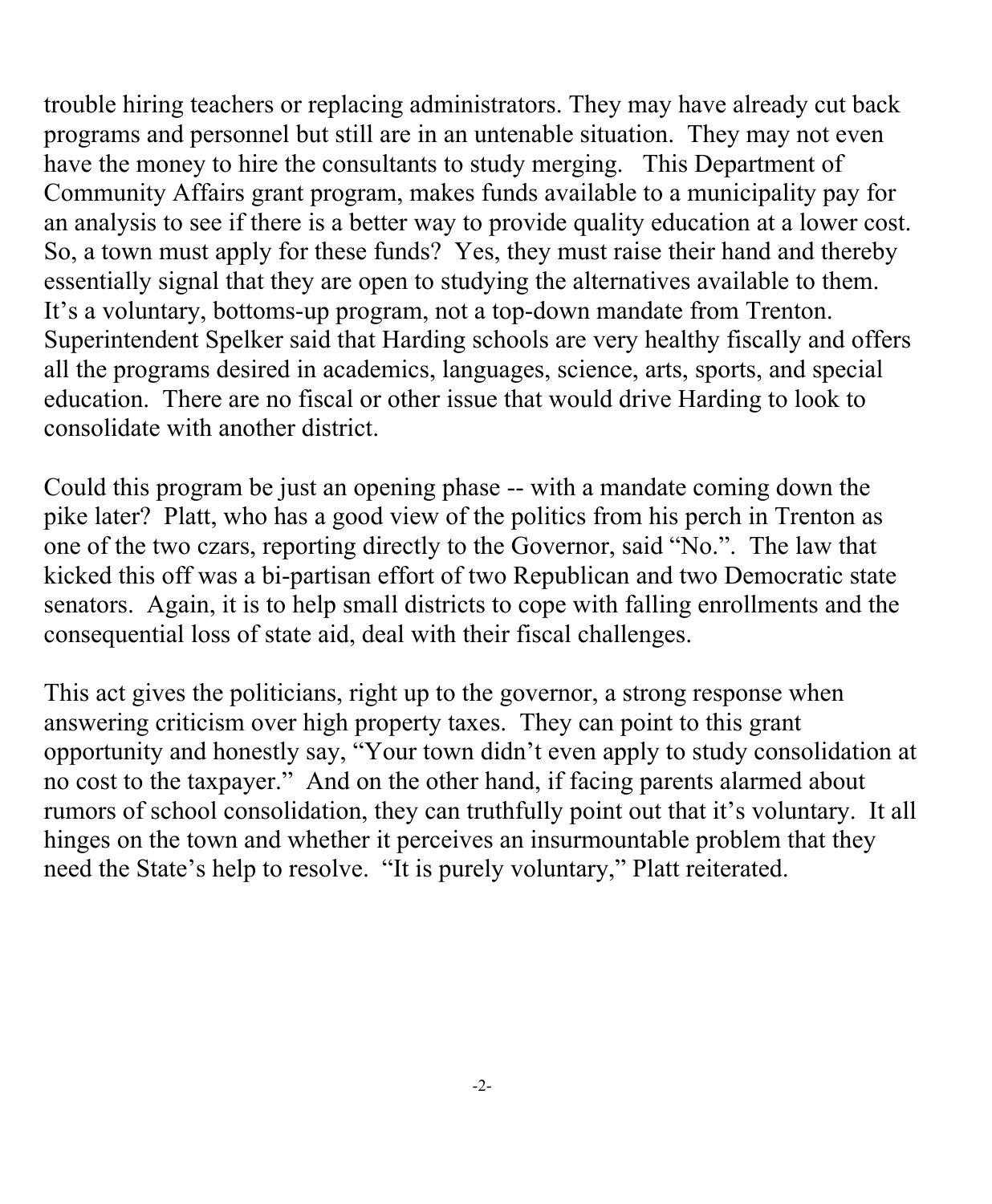trouble hiring teachers or replacing administrators. They may have already cut back programs and personnel but still are in an untenable situation. They may not even have the money to hire the consultants to study merging. This Department of Community Affairs grant program, makes funds available to a municipality pay for an analysis to see if there is a better way to provide quality education at a lower cost. So, a town must apply for these funds? Yes, they must raise their hand and thereby essentially signal that they are open to studying the alternatives available to them. It's a voluntary, bottoms-up program, not a top-down mandate from Trenton. Superintendent Spelker said that Harding schools are very healthy fiscally and offers all the programs desired in academics, languages, science, arts, sports, and special education. There are no fiscal or other issue that would drive Harding to look to consolidate with another district.

Could this program be just an opening phase -- with a mandate coming down the pike later? Platt, who has a good view of the politics from his perch in Trenton as one of the two czars, reporting directly to the Governor, said "No.". The law that kicked this off was a bi-partisan effort of two Republican and two Democratic state senators. Again, it is to help small districts to cope with falling enrollments and the consequential loss of state aid, deal with their fiscal challenges.

This act gives the politicians, right up to the governor, a strong response when answering criticism over high property taxes. They can point to this grant opportunity and honestly say, "Your town didn't even apply to study consolidation at no cost to the taxpayer." And on the other hand, if facing parents alarmed about rumors of school consolidation, they can truthfully point out that it's voluntary. It all hinges on the town and whether it perceives an insurmountable problem that they need the State's help to resolve. "It is purely voluntary," Platt reiterated.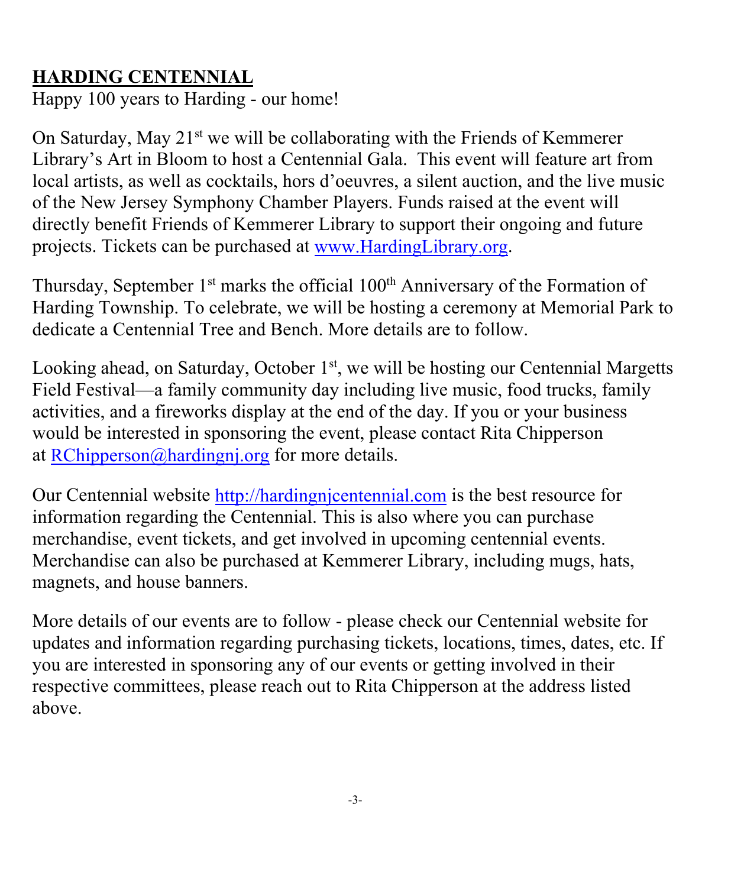## HARDING CENTENNIAL

Happy 100 years to Harding - our home!

On Saturday, May 21st we will be collaborating with the Friends of Kemmerer Library's Art in Bloom to host a Centennial Gala. This event will feature art from local artists, as well as cocktails, hors d'oeuvres, a silent auction, and the live music of the New Jersey Symphony Chamber Players. Funds raised at the event will directly benefit Friends of Kemmerer Library to support their ongoing and future projects. Tickets can be purchased at www.HardingLibrary.org.

Thursday, September 1st marks the official 100th Anniversary of the Formation of Harding Township. To celebrate, we will be hosting a ceremony at Memorial Park to dedicate a Centennial Tree and Bench. More details are to follow.

Looking ahead, on Saturday, October 1st, we will be hosting our Centennial Margetts Field Festival—a family community day including live music, food trucks, family activities, and a fireworks display at the end of the day. If you or your business would be interested in sponsoring the event, please contact Rita Chipperson at RChipperson@hardingnj.org for more details.

Our Centennial website http://hardingnjcentennial.com is the best resource for information regarding the Centennial. This is also where you can purchase merchandise, event tickets, and get involved in upcoming centennial events. Merchandise can also be purchased at Kemmerer Library, including mugs, hats, magnets, and house banners.

More details of our events are to follow - please check our Centennial website for updates and information regarding purchasing tickets, locations, times, dates, etc. If you are interested in sponsoring any of our events or getting involved in their respective committees, please reach out to Rita Chipperson at the address listed above.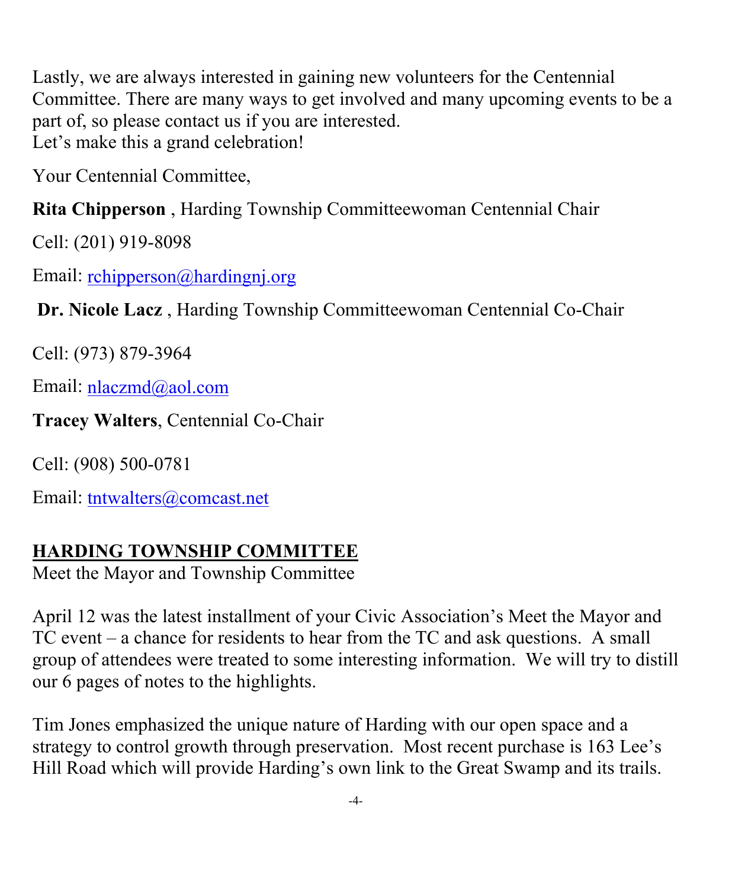Lastly, we are always interested in gaining new volunteers for the Centennial Committee. There are many ways to get involved and many upcoming events to be a part of, so please contact us if you are interested.
Let's make this a grand celebration!

Your Centennial Committee,

**Rita Chipperson** , Harding Township Committeewoman Centennial Chair

Cell: (201) 919-8098

Email: rchipperson@hardingnj.org

**Dr. Nicole Lacz** , Harding Township Committeewoman Centennial Co-Chair

Cell: (973) 879-3964

Email: nlaczmd@aol.com

**Tracey Walters**, Centennial Co-Chair

Cell: (908) 500-0781

Email: tntwalters@comcast.net

## HARDING TOWNSHIP COMMITTEE

Meet the Mayor and Township Committee

April 12 was the latest installment of your Civic Association's Meet the Mayor and TC event – a chance for residents to hear from the TC and ask questions. A small group of attendees were treated to some interesting information. We will try to distill our 6 pages of notes to the highlights.

Tim Jones emphasized the unique nature of Harding with our open space and a strategy to control growth through preservation. Most recent purchase is 163 Lee's Hill Road which will provide Harding's own link to the Great Swamp and its trails.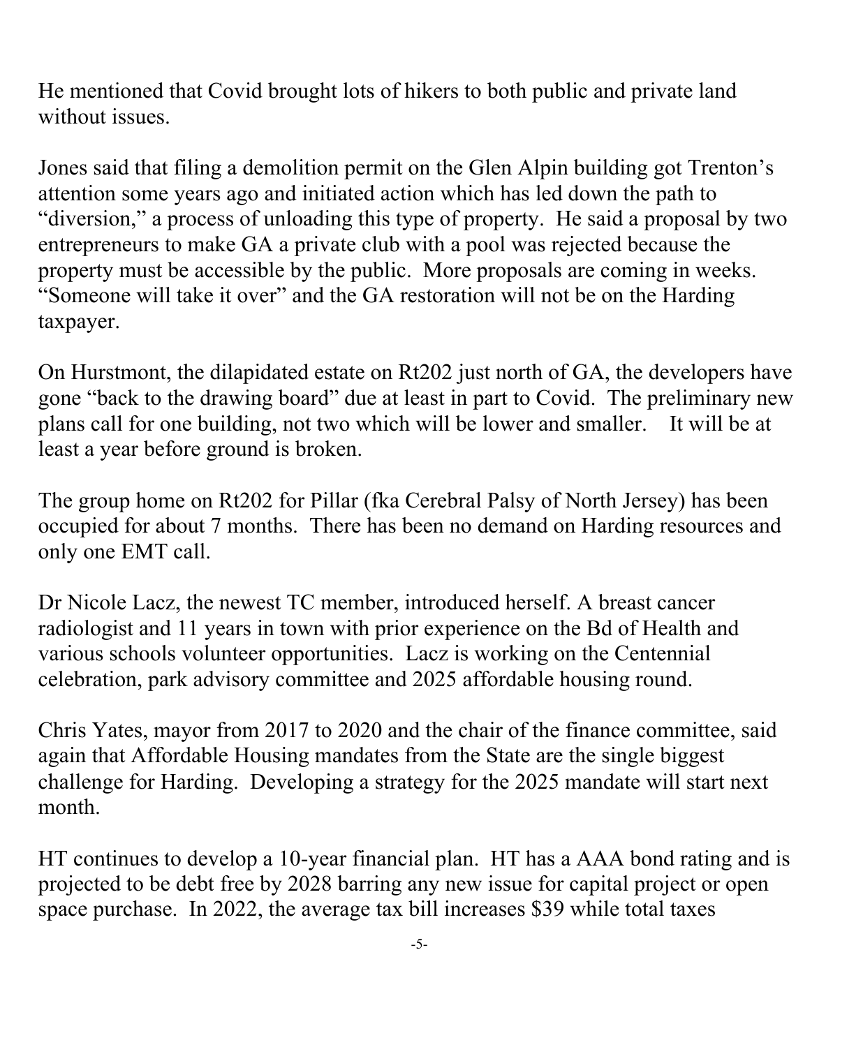He mentioned that Covid brought lots of hikers to both public and private land without issues.

Jones said that filing a demolition permit on the Glen Alpin building got Trenton's attention some years ago and initiated action which has led down the path to "diversion," a process of unloading this type of property. He said a proposal by two entrepreneurs to make GA a private club with a pool was rejected because the property must be accessible by the public. More proposals are coming in weeks. "Someone will take it over" and the GA restoration will not be on the Harding taxpayer.

On Hurstmont, the dilapidated estate on Rt202 just north of GA, the developers have gone "back to the drawing board" due at least in part to Covid. The preliminary new plans call for one building, not two which will be lower and smaller. It will be at least a year before ground is broken.

The group home on Rt202 for Pillar (fka Cerebral Palsy of North Jersey) has been occupied for about 7 months. There has been no demand on Harding resources and only one EMT call.

Dr Nicole Lacz, the newest TC member, introduced herself. A breast cancer radiologist and 11 years in town with prior experience on the Bd of Health and various schools volunteer opportunities. Lacz is working on the Centennial celebration, park advisory committee and 2025 affordable housing round.

Chris Yates, mayor from 2017 to 2020 and the chair of the finance committee, said again that Affordable Housing mandates from the State are the single biggest challenge for Harding. Developing a strategy for the 2025 mandate will start next month.

HT continues to develop a 10-year financial plan. HT has a AAA bond rating and is projected to be debt free by 2028 barring any new issue for capital project or open space purchase. In 2022, the average tax bill increases $39 while total taxes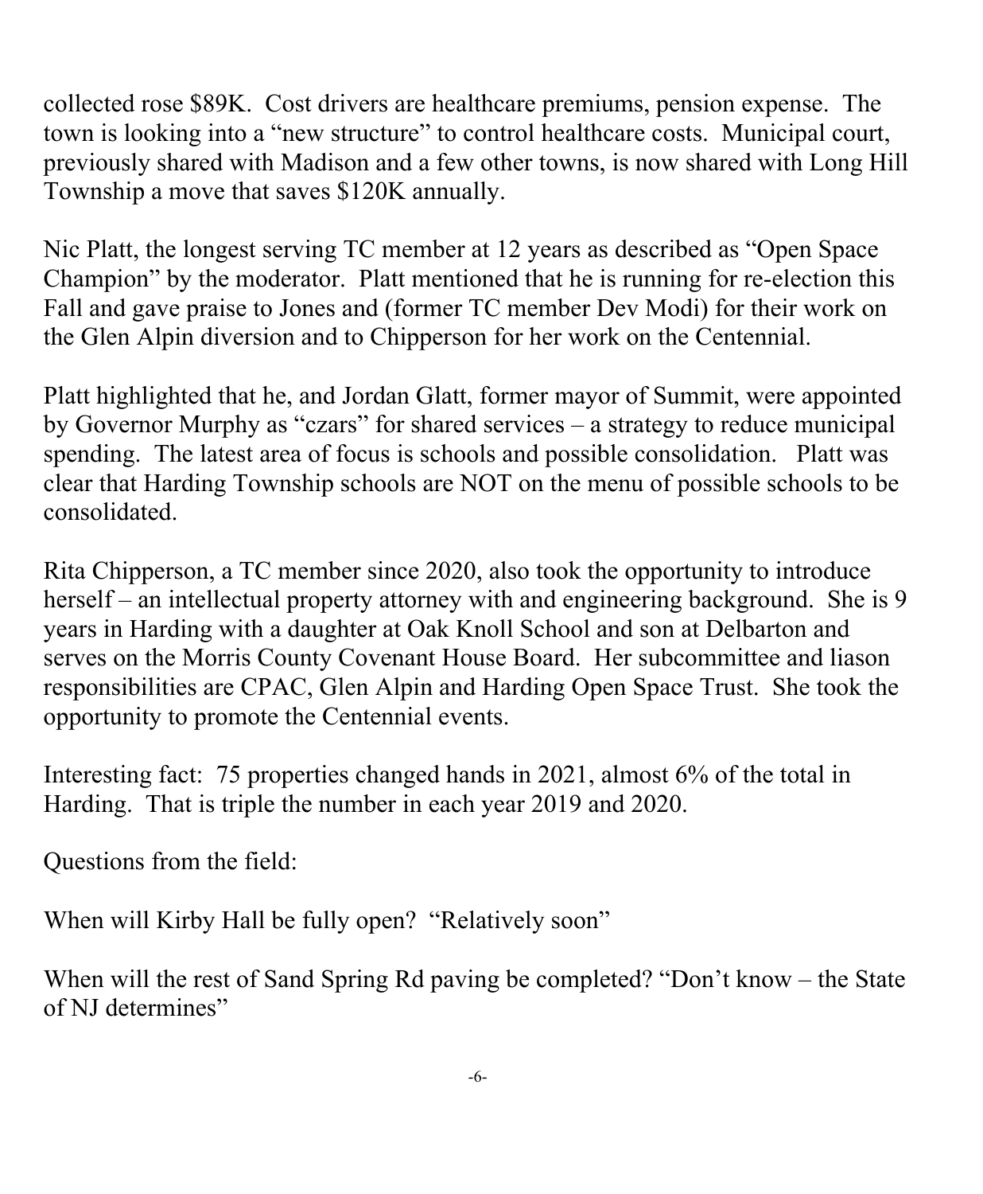collected rose $89K. Cost drivers are healthcare premiums, pension expense. The town is looking into a "new structure" to control healthcare costs. Municipal court, previously shared with Madison and a few other towns, is now shared with Long Hill Township a move that saves $120K annually.

Nic Platt, the longest serving TC member at 12 years as described as "Open Space Champion" by the moderator. Platt mentioned that he is running for re-election this Fall and gave praise to Jones and (former TC member Dev Modi) for their work on the Glen Alpin diversion and to Chipperson for her work on the Centennial.

Platt highlighted that he, and Jordan Glatt, former mayor of Summit, were appointed by Governor Murphy as "czars" for shared services – a strategy to reduce municipal spending. The latest area of focus is schools and possible consolidation. Platt was clear that Harding Township schools are NOT on the menu of possible schools to be consolidated.

Rita Chipperson, a TC member since 2020, also took the opportunity to introduce herself – an intellectual property attorney with and engineering background. She is 9 years in Harding with a daughter at Oak Knoll School and son at Delbarton and serves on the Morris County Covenant House Board. Her subcommittee and liason responsibilities are CPAC, Glen Alpin and Harding Open Space Trust. She took the opportunity to promote the Centennial events.

Interesting fact: 75 properties changed hands in 2021, almost 6% of the total in Harding. That is triple the number in each year 2019 and 2020.

Questions from the field:

When will Kirby Hall be fully open? "Relatively soon"

When will the rest of Sand Spring Rd paving be completed? "Don't know – the State of NJ determines"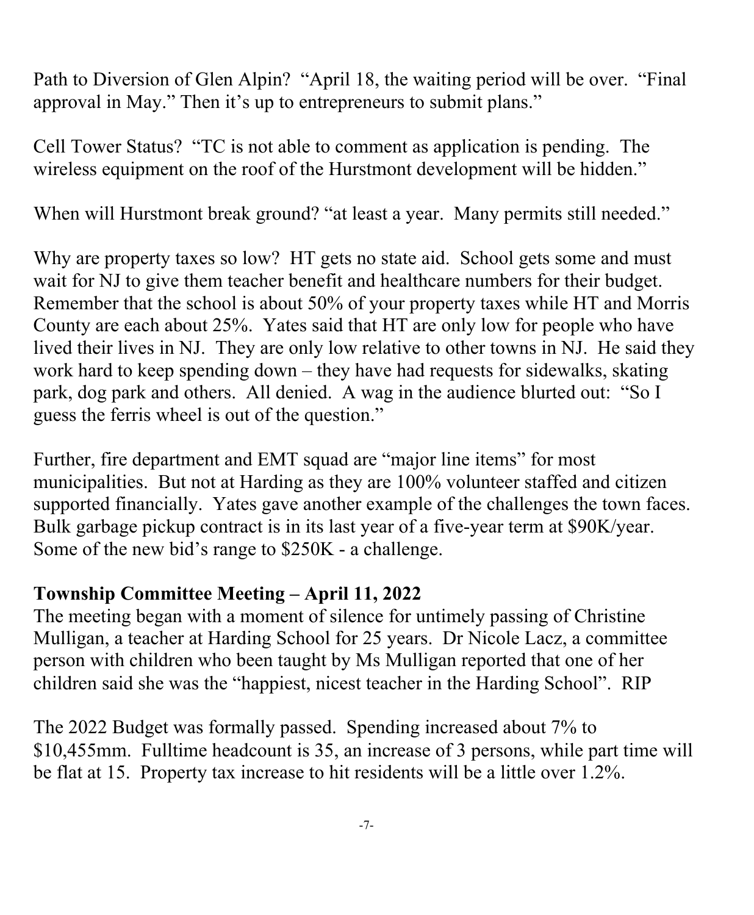Path to Diversion of Glen Alpin? "April 18, the waiting period will be over. "Final approval in May." Then it's up to entrepreneurs to submit plans."

Cell Tower Status? "TC is not able to comment as application is pending. The wireless equipment on the roof of the Hurstmont development will be hidden."

When will Hurstmont break ground? "at least a year. Many permits still needed."

Why are property taxes so low? HT gets no state aid. School gets some and must wait for NJ to give them teacher benefit and healthcare numbers for their budget. Remember that the school is about 50% of your property taxes while HT and Morris County are each about 25%. Yates said that HT are only low for people who have lived their lives in NJ. They are only low relative to other towns in NJ. He said they work hard to keep spending down – they have had requests for sidewalks, skating park, dog park and others. All denied. A wag in the audience blurted out: "So I guess the ferris wheel is out of the question."

Further, fire department and EMT squad are "major line items" for most municipalities. But not at Harding as they are 100% volunteer staffed and citizen supported financially. Yates gave another example of the challenges the town faces. Bulk garbage pickup contract is in its last year of a five-year term at $90K/year. Some of the new bid's range to $250K - a challenge.

**Township Committee Meeting – April 11, 2022**

The meeting began with a moment of silence for untimely passing of Christine Mulligan, a teacher at Harding School for 25 years. Dr Nicole Lacz, a committee person with children who been taught by Ms Mulligan reported that one of her children said she was the "happiest, nicest teacher in the Harding School". RIP

The 2022 Budget was formally passed. Spending increased about 7% to $10,455mm. Fulltime headcount is 35, an increase of 3 persons, while part time will be flat at 15. Property tax increase to hit residents will be a little over 1.2%.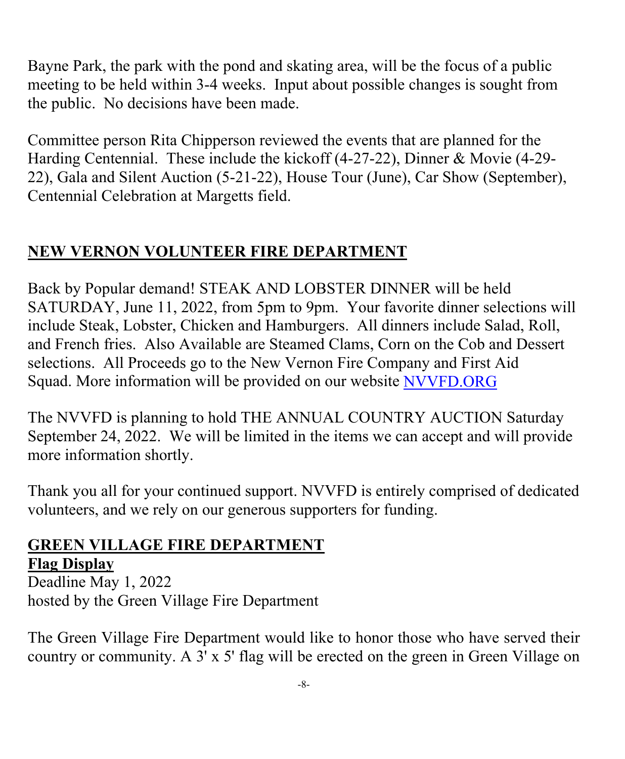Bayne Park, the park with the pond and skating area, will be the focus of a public meeting to be held within 3-4 weeks. Input about possible changes is sought from the public. No decisions have been made.

Committee person Rita Chipperson reviewed the events that are planned for the Harding Centennial. These include the kickoff (4-27-22), Dinner & Movie (4-29-22), Gala and Silent Auction (5-21-22), House Tour (June), Car Show (September), Centennial Celebration at Margetts field.

## NEW VERNON VOLUNTEER FIRE DEPARTMENT

Back by Popular demand! STEAK AND LOBSTER DINNER will be held SATURDAY, June 11, 2022, from 5pm to 9pm. Your favorite dinner selections will include Steak, Lobster, Chicken and Hamburgers. All dinners include Salad, Roll, and French fries. Also Available are Steamed Clams, Corn on the Cob and Dessert selections. All Proceeds go to the New Vernon Fire Company and First Aid Squad. More information will be provided on our website [NVVFD.ORG](http://NVVFD.ORG)

The NVVFD is planning to hold THE ANNUAL COUNTRY AUCTION Saturday September 24, 2022. We will be limited in the items we can accept and will provide more information shortly.

Thank you all for your continued support. NVVFD is entirely comprised of dedicated volunteers, and we rely on our generous supporters for funding.

## GREEN VILLAGE FIRE DEPARTMENT

### Flag Display

Deadline May 1, 2022
hosted by the Green Village Fire Department

The Green Village Fire Department would like to honor those who have served their country or community. A 3' x 5' flag will be erected on the green in Green Village on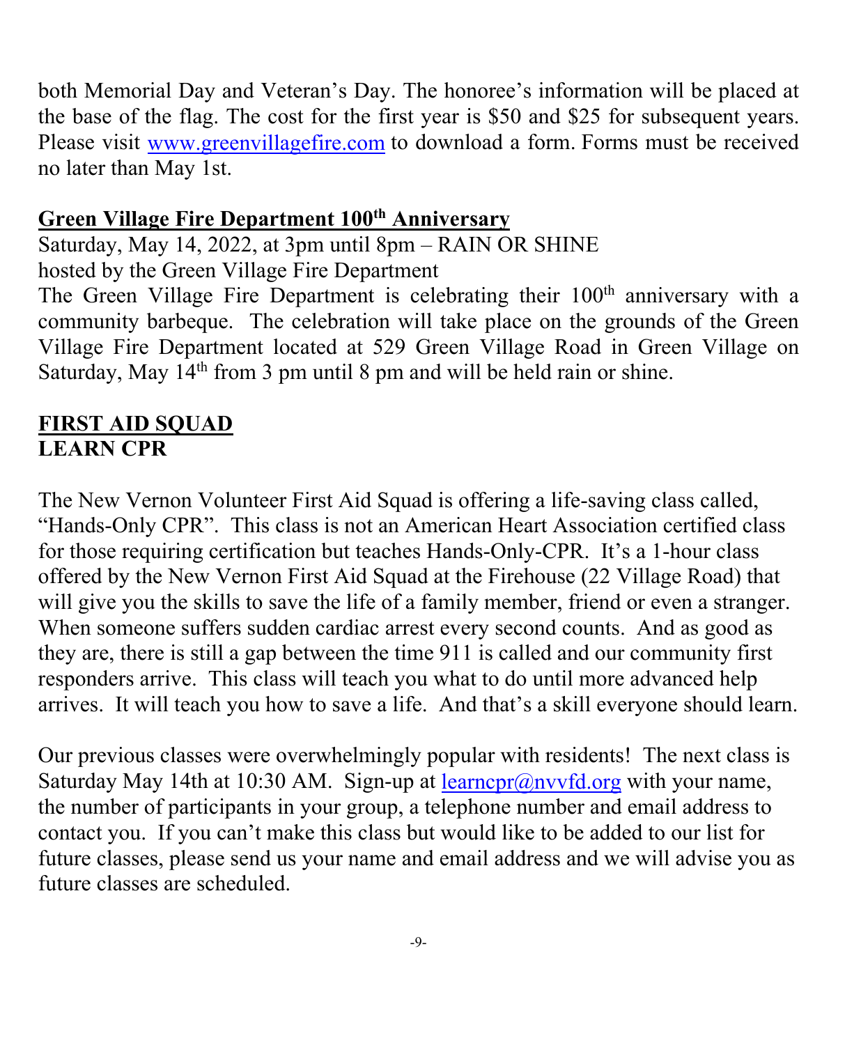both Memorial Day and Veteran's Day. The honoree's information will be placed at the base of the flag. The cost for the first year is $50 and $25 for subsequent years. Please visit www.greenvillagefire.com to download a form. Forms must be received no later than May 1st.

**Green Village Fire Department 100th Anniversary**

Saturday, May 14, 2022, at 3pm until 8pm – RAIN OR SHINE
hosted by the Green Village Fire Department

The Green Village Fire Department is celebrating their 100th anniversary with a community barbeque. The celebration will take place on the grounds of the Green Village Fire Department located at 529 Green Village Road in Green Village on Saturday, May 14th from 3 pm until 8 pm and will be held rain or shine.

## FIRST AID SQUAD
**LEARN CPR**

The New Vernon Volunteer First Aid Squad is offering a life-saving class called, "Hands-Only CPR". This class is not an American Heart Association certified class for those requiring certification but teaches Hands-Only-CPR. It's a 1-hour class offered by the New Vernon First Aid Squad at the Firehouse (22 Village Road) that will give you the skills to save the life of a family member, friend or even a stranger. When someone suffers sudden cardiac arrest every second counts. And as good as they are, there is still a gap between the time 911 is called and our community first responders arrive. This class will teach you what to do until more advanced help arrives. It will teach you how to save a life. And that's a skill everyone should learn.

Our previous classes were overwhelmingly popular with residents! The next class is Saturday May 14th at 10:30 AM. Sign-up at learncpr@nvvfd.org with your name, the number of participants in your group, a telephone number and email address to contact you. If you can't make this class but would like to be added to our list for future classes, please send us your name and email address and we will advise you as future classes are scheduled.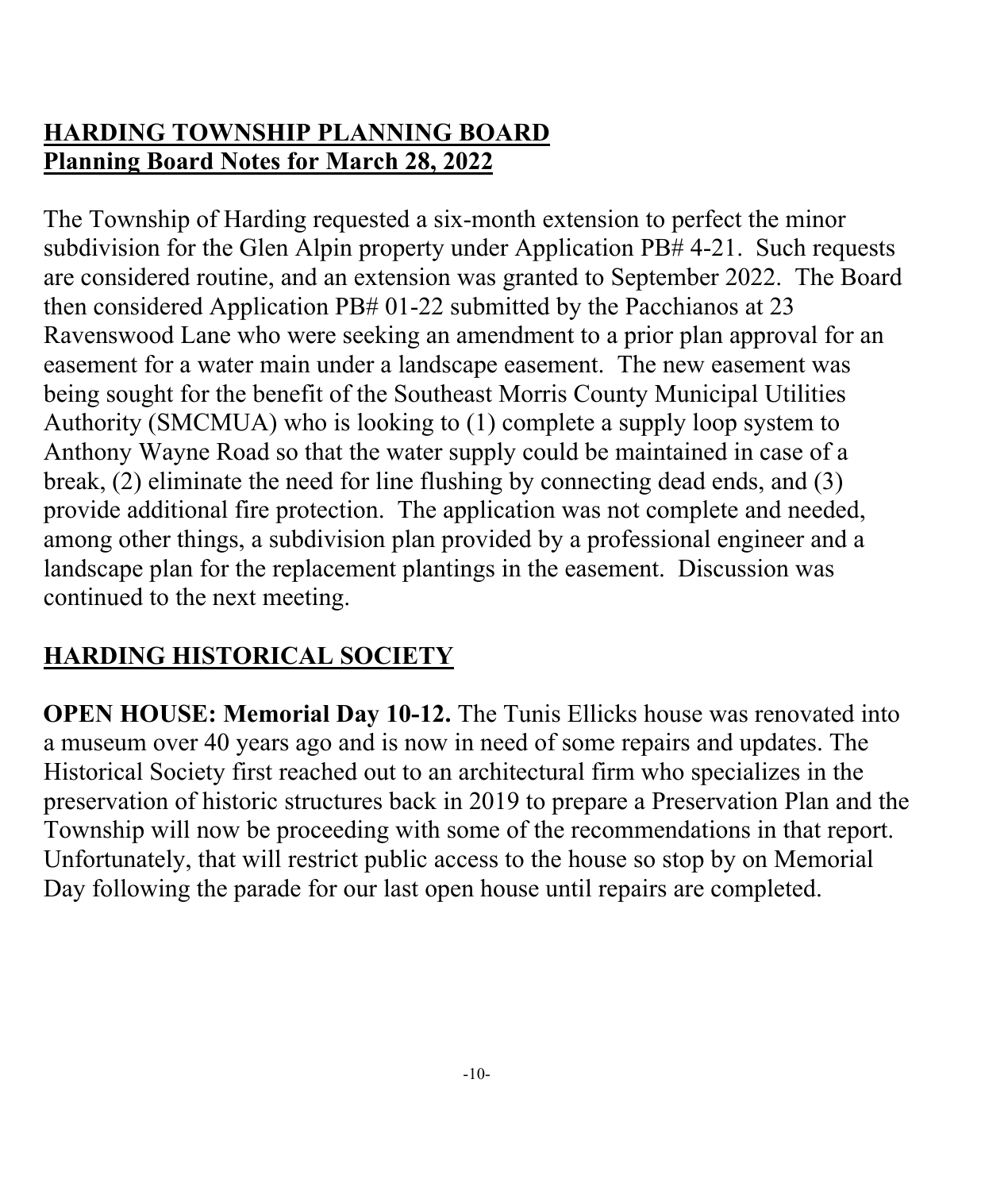## HARDING TOWNSHIP PLANNING BOARD
**Planning Board Notes for March 28, 2022**

The Township of Harding requested a six-month extension to perfect the minor subdivision for the Glen Alpin property under Application PB# 4-21. Such requests are considered routine, and an extension was granted to September 2022. The Board then considered Application PB# 01-22 submitted by the Pacchianos at 23 Ravenswood Lane who were seeking an amendment to a prior plan approval for an easement for a water main under a landscape easement. The new easement was being sought for the benefit of the Southeast Morris County Municipal Utilities Authority (SMCMUA) who is looking to (1) complete a supply loop system to Anthony Wayne Road so that the water supply could be maintained in case of a break, (2) eliminate the need for line flushing by connecting dead ends, and (3) provide additional fire protection. The application was not complete and needed, among other things, a subdivision plan provided by a professional engineer and a landscape plan for the replacement plantings in the easement. Discussion was continued to the next meeting.

## HARDING HISTORICAL SOCIETY

**OPEN HOUSE: Memorial Day 10-12.** The Tunis Ellicks house was renovated into a museum over 40 years ago and is now in need of some repairs and updates. The Historical Society first reached out to an architectural firm who specializes in the preservation of historic structures back in 2019 to prepare a Preservation Plan and the Township will now be proceeding with some of the recommendations in that report. Unfortunately, that will restrict public access to the house so stop by on Memorial Day following the parade for our last open house until repairs are completed.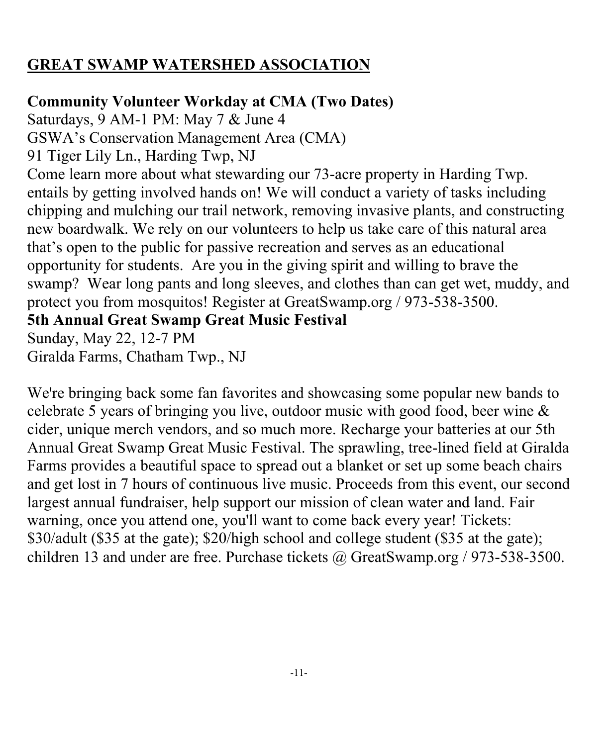## GREAT SWAMP WATERSHED ASSOCIATION

**Community Volunteer Workday at CMA (Two Dates)**
Saturdays, 9 AM-1 PM: May 7 & June 4
GSWA's Conservation Management Area (CMA)
91 Tiger Lily Ln., Harding Twp, NJ
Come learn more about what stewarding our 73-acre property in Harding Twp. entails by getting involved hands on! We will conduct a variety of tasks including chipping and mulching our trail network, removing invasive plants, and constructing new boardwalk. We rely on our volunteers to help us take care of this natural area that's open to the public for passive recreation and serves as an educational opportunity for students. Are you in the giving spirit and willing to brave the swamp? Wear long pants and long sleeves, and clothes than can get wet, muddy, and protect you from mosquitos! Register at GreatSwamp.org / 973-538-3500.

**5th Annual Great Swamp Great Music Festival**
Sunday, May 22, 12-7 PM
Giralda Farms, Chatham Twp., NJ

We're bringing back some fan favorites and showcasing some popular new bands to celebrate 5 years of bringing you live, outdoor music with good food, beer wine & cider, unique merch vendors, and so much more. Recharge your batteries at our 5th Annual Great Swamp Great Music Festival. The sprawling, tree-lined field at Giralda Farms provides a beautiful space to spread out a blanket or set up some beach chairs and get lost in 7 hours of continuous live music. Proceeds from this event, our second largest annual fundraiser, help support our mission of clean water and land. Fair warning, once you attend one, you'll want to come back every year! Tickets: $30/adult ($35 at the gate); $20/high school and college student ($35 at the gate); children 13 and under are free. Purchase tickets @ GreatSwamp.org / 973-538-3500.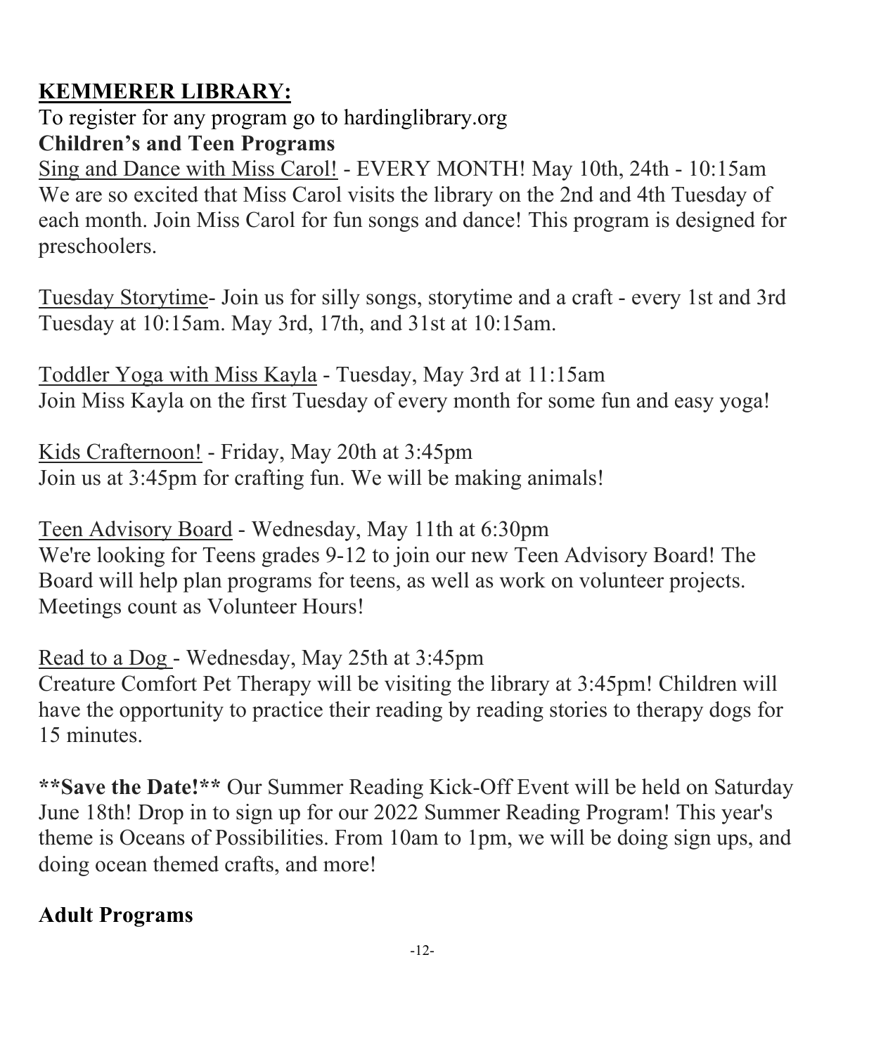## **KEMMERER LIBRARY:**

To register for any program go to hardinglibrary.org

### **Children's and Teen Programs**

Sing and Dance with Miss Carol! - EVERY MONTH! May 10th, 24th - 10:15am
We are so excited that Miss Carol visits the library on the 2nd and 4th Tuesday of each month. Join Miss Carol for fun songs and dance! This program is designed for preschoolers.

Tuesday Storytime- Join us for silly songs, storytime and a craft - every 1st and 3rd Tuesday at 10:15am. May 3rd, 17th, and 31st at 10:15am.

Toddler Yoga with Miss Kayla - Tuesday, May 3rd at 11:15am
Join Miss Kayla on the first Tuesday of every month for some fun and easy yoga!

Kids Crafternoon! - Friday, May 20th at 3:45pm
Join us at 3:45pm for crafting fun. We will be making animals!

Teen Advisory Board - Wednesday, May 11th at 6:30pm
We're looking for Teens grades 9-12 to join our new Teen Advisory Board! The Board will help plan programs for teens, as well as work on volunteer projects. Meetings count as Volunteer Hours!

Read to a Dog - Wednesday, May 25th at 3:45pm
Creature Comfort Pet Therapy will be visiting the library at 3:45pm! Children will have the opportunity to practice their reading by reading stories to therapy dogs for 15 minutes.

**\*\*Save the Date!\*\*** Our Summer Reading Kick-Off Event will be held on Saturday June 18th! Drop in to sign up for our 2022 Summer Reading Program! This year's theme is Oceans of Possibilities. From 10am to 1pm, we will be doing sign ups, and doing ocean themed crafts, and more!

### **Adult Programs**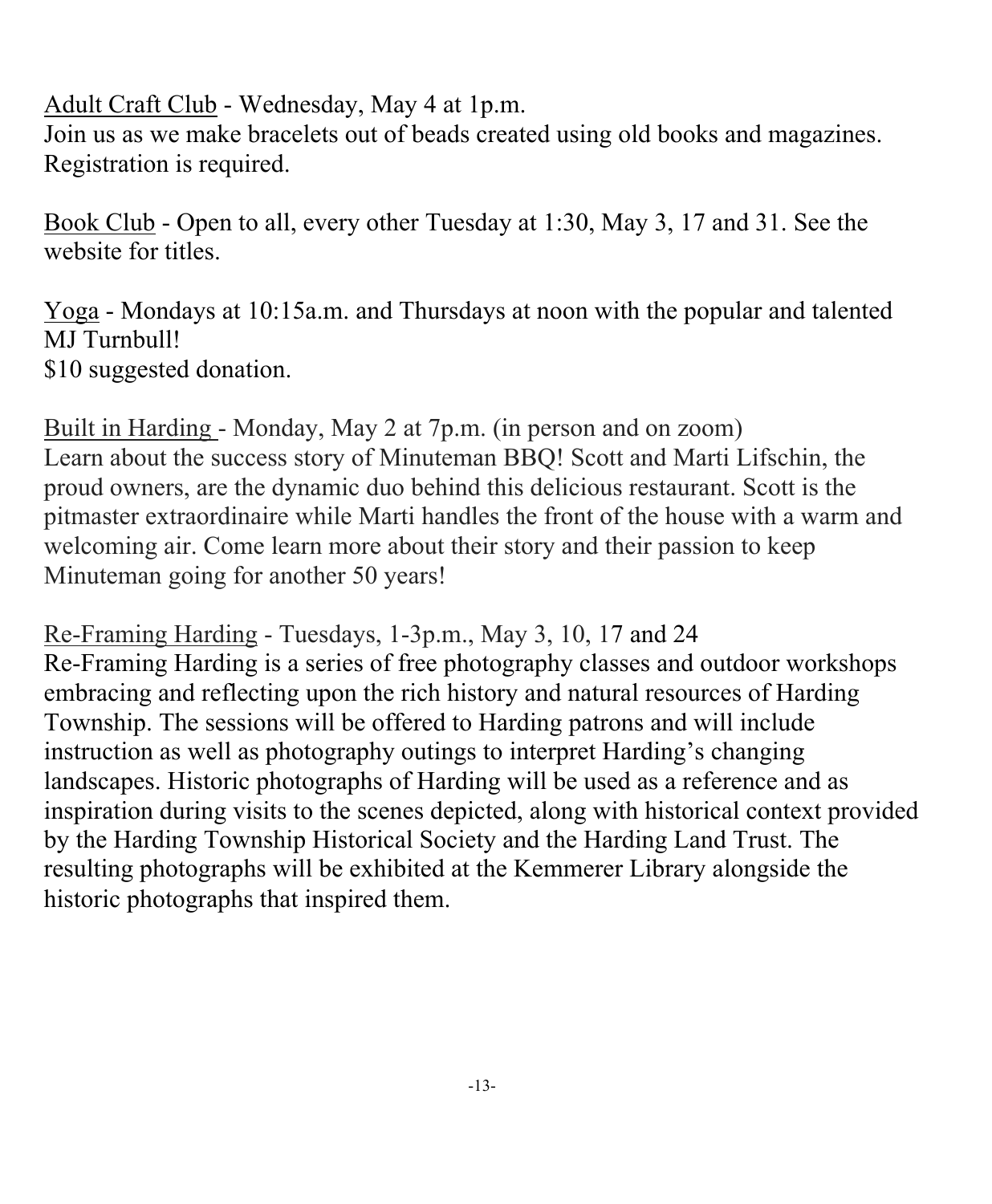Adult Craft Club - Wednesday, May 4 at 1p.m.
Join us as we make bracelets out of beads created using old books and magazines. Registration is required.

Book Club - Open to all, every other Tuesday at 1:30, May 3, 17 and 31. See the website for titles.

Yoga - Mondays at 10:15a.m. and Thursdays at noon with the popular and talented MJ Turnbull!
$10 suggested donation.

Built in Harding - Monday, May 2 at 7p.m. (in person and on zoom)
Learn about the success story of Minuteman BBQ! Scott and Marti Lifschin, the proud owners, are the dynamic duo behind this delicious restaurant. Scott is the pitmaster extraordinaire while Marti handles the front of the house with a warm and welcoming air. Come learn more about their story and their passion to keep Minuteman going for another 50 years!

Re-Framing Harding - Tuesdays, 1-3p.m., May 3, 10, 17 and 24
Re-Framing Harding is a series of free photography classes and outdoor workshops embracing and reflecting upon the rich history and natural resources of Harding Township. The sessions will be offered to Harding patrons and will include instruction as well as photography outings to interpret Harding's changing landscapes. Historic photographs of Harding will be used as a reference and as inspiration during visits to the scenes depicted, along with historical context provided by the Harding Township Historical Society and the Harding Land Trust. The resulting photographs will be exhibited at the Kemmerer Library alongside the historic photographs that inspired them.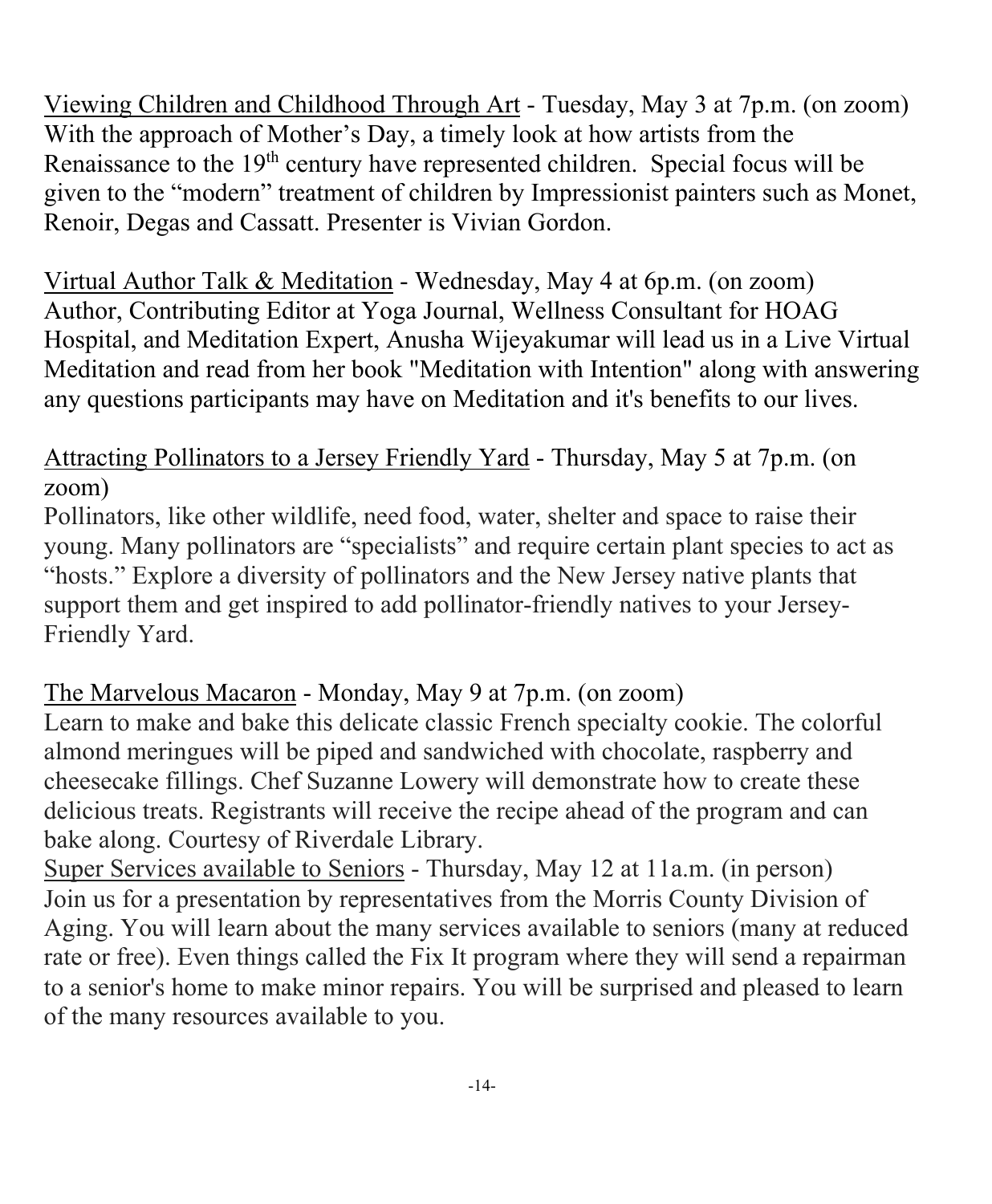<u>Viewing Children and Childhood Through Art</u> - Tuesday, May 3 at 7p.m. (on zoom) With the approach of Mother's Day, a timely look at how artists from the Renaissance to the 19th century have represented children. Special focus will be given to the "modern" treatment of children by Impressionist painters such as Monet, Renoir, Degas and Cassatt. Presenter is Vivian Gordon.

<u>Virtual Author Talk & Meditation</u> - Wednesday, May 4 at 6p.m. (on zoom) Author, Contributing Editor at Yoga Journal, Wellness Consultant for HOAG Hospital, and Meditation Expert, Anusha Wijeyakumar will lead us in a Live Virtual Meditation and read from her book "Meditation with Intention" along with answering any questions participants may have on Meditation and it's benefits to our lives.

<u>Attracting Pollinators to a Jersey Friendly Yard</u> - Thursday, May 5 at 7p.m. (on zoom)
Pollinators, like other wildlife, need food, water, shelter and space to raise their young. Many pollinators are "specialists" and require certain plant species to act as "hosts." Explore a diversity of pollinators and the New Jersey native plants that support them and get inspired to add pollinator-friendly natives to your Jersey-Friendly Yard.

<u>The Marvelous Macaron</u> - Monday, May 9 at 7p.m. (on zoom)
Learn to make and bake this delicate classic French specialty cookie. The colorful almond meringues will be piped and sandwiched with chocolate, raspberry and cheesecake fillings. Chef Suzanne Lowery will demonstrate how to create these delicious treats. Registrants will receive the recipe ahead of the program and can bake along. Courtesy of Riverdale Library.

<u>Super Services available to Seniors</u> - Thursday, May 12 at 11a.m. (in person)
Join us for a presentation by representatives from the Morris County Division of Aging. You will learn about the many services available to seniors (many at reduced rate or free). Even things called the Fix It program where they will send a repairman to a senior's home to make minor repairs. You will be surprised and pleased to learn of the many resources available to you.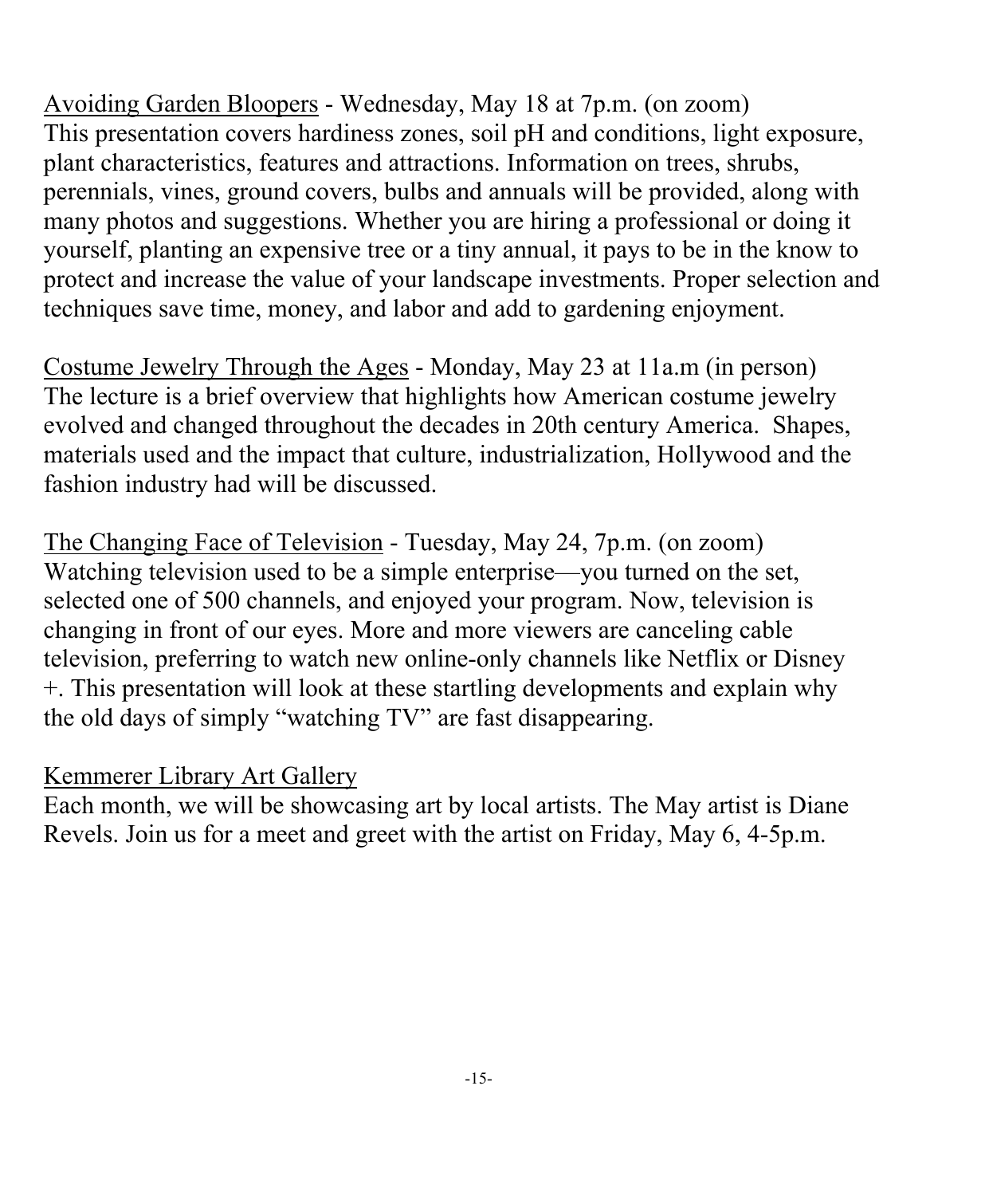Avoiding Garden Bloopers - Wednesday, May 18 at 7p.m. (on zoom)
This presentation covers hardiness zones, soil pH and conditions, light exposure, plant characteristics, features and attractions. Information on trees, shrubs, perennials, vines, ground covers, bulbs and annuals will be provided, along with many photos and suggestions. Whether you are hiring a professional or doing it yourself, planting an expensive tree or a tiny annual, it pays to be in the know to protect and increase the value of your landscape investments. Proper selection and techniques save time, money, and labor and add to gardening enjoyment.

Costume Jewelry Through the Ages - Monday, May 23 at 11a.m (in person)
The lecture is a brief overview that highlights how American costume jewelry evolved and changed throughout the decades in 20th century America. Shapes, materials used and the impact that culture, industrialization, Hollywood and the fashion industry had will be discussed.

The Changing Face of Television - Tuesday, May 24, 7p.m. (on zoom)
Watching television used to be a simple enterprise—you turned on the set, selected one of 500 channels, and enjoyed your program. Now, television is changing in front of our eyes. More and more viewers are canceling cable television, preferring to watch new online-only channels like Netflix or Disney +. This presentation will look at these startling developments and explain why the old days of simply "watching TV" are fast disappearing.

Kemmerer Library Art Gallery
Each month, we will be showcasing art by local artists. The May artist is Diane Revels. Join us for a meet and greet with the artist on Friday, May 6, 4-5p.m.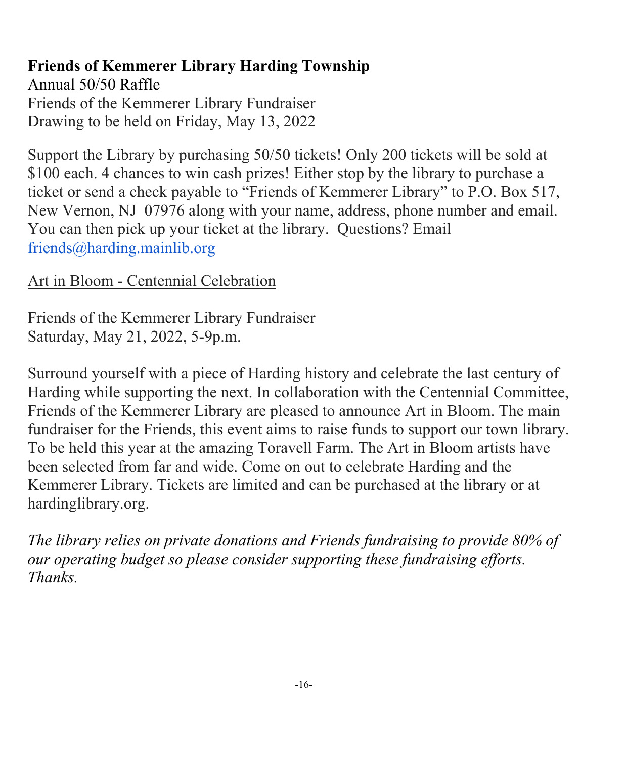**Friends of Kemmerer Library Harding Township**

Annual 50/50 Raffle

Friends of the Kemmerer Library Fundraiser
Drawing to be held on Friday, May 13, 2022

Support the Library by purchasing 50/50 tickets! Only 200 tickets will be sold at $100 each. 4 chances to win cash prizes! Either stop by the library to purchase a ticket or send a check payable to "Friends of Kemmerer Library" to P.O. Box 517, New Vernon, NJ 07976 along with your name, address, phone number and email. You can then pick up your ticket at the library. Questions? Email friends@harding.mainlib.org

Art in Bloom - Centennial Celebration

Friends of the Kemmerer Library Fundraiser
Saturday, May 21, 2022, 5-9p.m.

Surround yourself with a piece of Harding history and celebrate the last century of Harding while supporting the next. In collaboration with the Centennial Committee, Friends of the Kemmerer Library are pleased to announce Art in Bloom. The main fundraiser for the Friends, this event aims to raise funds to support our town library. To be held this year at the amazing Toravell Farm. The Art in Bloom artists have been selected from far and wide. Come on out to celebrate Harding and the Kemmerer Library. Tickets are limited and can be purchased at the library or at hardinglibrary.org.

*The library relies on private donations and Friends fundraising to provide 80% of our operating budget so please consider supporting these fundraising efforts. Thanks.*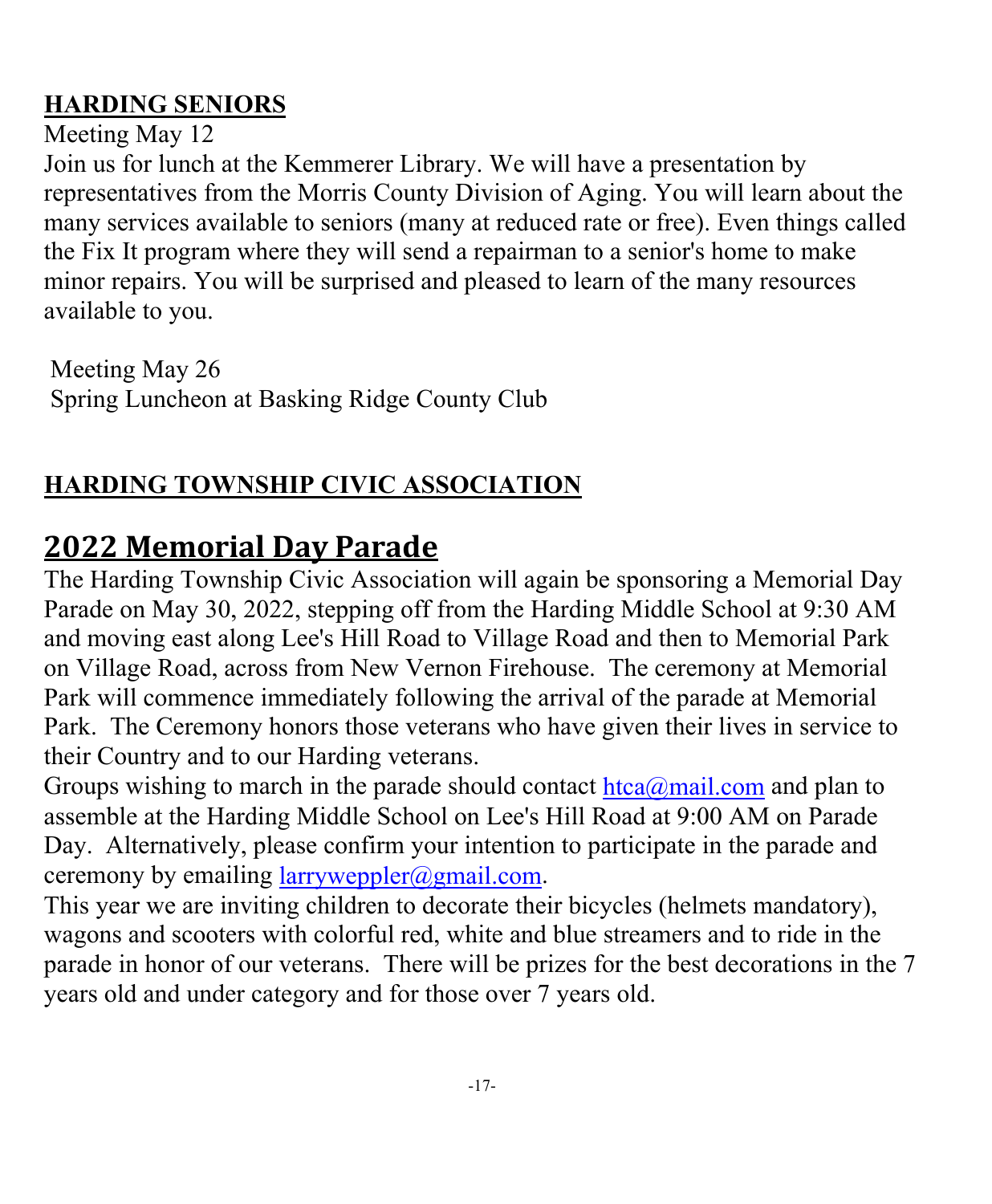## HARDING SENIORS

Meeting May 12

Join us for lunch at the Kemmerer Library. We will have a presentation by representatives from the Morris County Division of Aging. You will learn about the many services available to seniors (many at reduced rate or free). Even things called the Fix It program where they will send a repairman to a senior's home to make minor repairs. You will be surprised and pleased to learn of the many resources available to you.

Meeting May 26

Spring Luncheon at Basking Ridge County Club

## HARDING TOWNSHIP CIVIC ASSOCIATION

# 2022 Memorial Day Parade

The Harding Township Civic Association will again be sponsoring a Memorial Day Parade on May 30, 2022, stepping off from the Harding Middle School at 9:30 AM and moving east along Lee's Hill Road to Village Road and then to Memorial Park on Village Road, across from New Vernon Firehouse. The ceremony at Memorial Park will commence immediately following the arrival of the parade at Memorial Park. The Ceremony honors those veterans who have given their lives in service to their Country and to our Harding veterans.

Groups wishing to march in the parade should contact htca@mail.com and plan to assemble at the Harding Middle School on Lee's Hill Road at 9:00 AM on Parade Day. Alternatively, please confirm your intention to participate in the parade and ceremony by emailing larryweppler@gmail.com.

This year we are inviting children to decorate their bicycles (helmets mandatory), wagons and scooters with colorful red, white and blue streamers and to ride in the parade in honor of our veterans. There will be prizes for the best decorations in the 7 years old and under category and for those over 7 years old.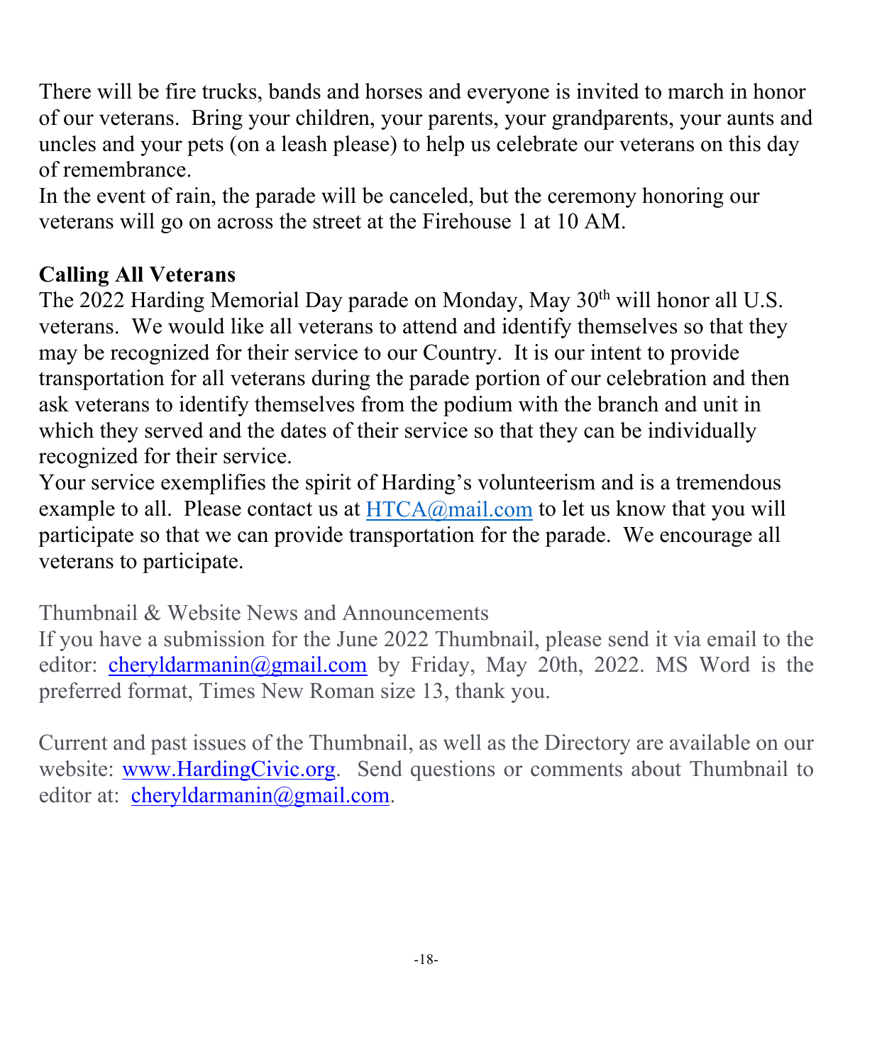There will be fire trucks, bands and horses and everyone is invited to march in honor of our veterans. Bring your children, your parents, your grandparents, your aunts and uncles and your pets (on a leash please) to help us celebrate our veterans on this day of remembrance.

In the event of rain, the parade will be canceled, but the ceremony honoring our veterans will go on across the street at the Firehouse 1 at 10 AM.

**Calling All Veterans**

The 2022 Harding Memorial Day parade on Monday, May 30th will honor all U.S. veterans. We would like all veterans to attend and identify themselves so that they may be recognized for their service to our Country. It is our intent to provide transportation for all veterans during the parade portion of our celebration and then ask veterans to identify themselves from the podium with the branch and unit in which they served and the dates of their service so that they can be individually recognized for their service.

Your service exemplifies the spirit of Harding's volunteerism and is a tremendous example to all. Please contact us at [HTCA@mail.com](mailto:HTCA@mail.com) to let us know that you will participate so that we can provide transportation for the parade. We encourage all veterans to participate.

Thumbnail & Website News and Announcements

If you have a submission for the June 2022 Thumbnail, please send it via email to the editor: [cheryldarmanin@gmail.com](mailto:cheryldarmanin@gmail.com) by Friday, May 20th, 2022. MS Word is the preferred format, Times New Roman size 13, thank you.

Current and past issues of the Thumbnail, as well as the Directory are available on our website: [www.HardingCivic.org](http://www.HardingCivic.org). Send questions or comments about Thumbnail to editor at: [cheryldarmanin@gmail.com](mailto:cheryldarmanin@gmail.com).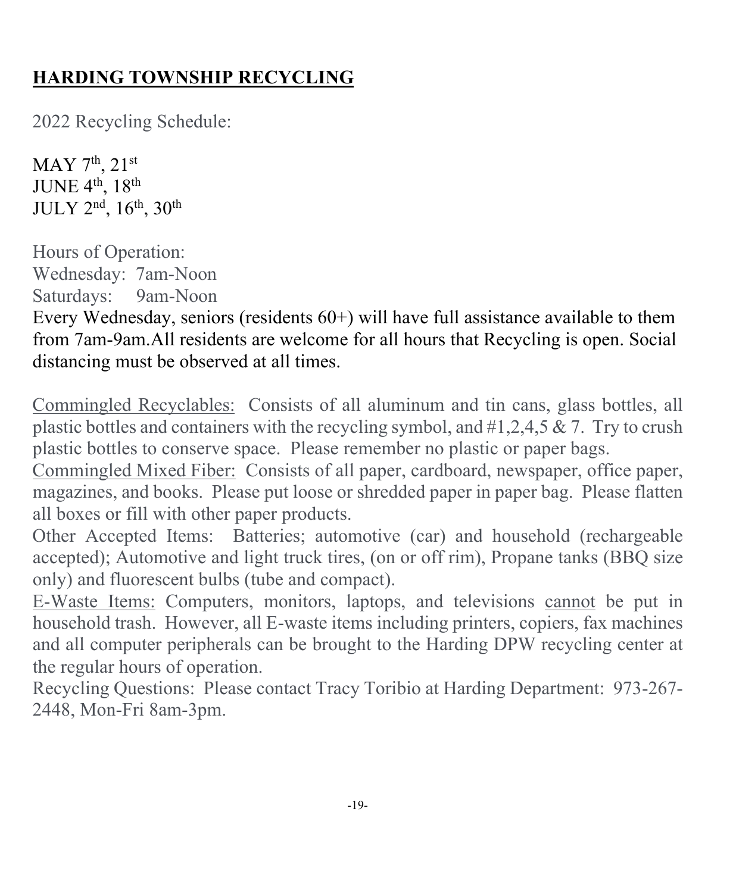## **HARDING TOWNSHIP RECYCLING**

2022 Recycling Schedule:

MAY 7th, 21st
JUNE 4th, 18th
JULY 2nd, 16th, 30th

Hours of Operation:
Wednesday: 7am-Noon
Saturdays: 9am-Noon
Every Wednesday, seniors (residents 60+) will have full assistance available to them from 7am-9am.All residents are welcome for all hours that Recycling is open. Social distancing must be observed at all times.

Commingled Recyclables: Consists of all aluminum and tin cans, glass bottles, all plastic bottles and containers with the recycling symbol, and #1,2,4,5 & 7. Try to crush plastic bottles to conserve space. Please remember no plastic or paper bags.
Commingled Mixed Fiber: Consists of all paper, cardboard, newspaper, office paper, magazines, and books. Please put loose or shredded paper in paper bag. Please flatten all boxes or fill with other paper products.
Other Accepted Items: Batteries; automotive (car) and household (rechargeable accepted); Automotive and light truck tires, (on or off rim), Propane tanks (BBQ size only) and fluorescent bulbs (tube and compact).
E-Waste Items: Computers, monitors, laptops, and televisions cannot be put in household trash. However, all E-waste items including printers, copiers, fax machines and all computer peripherals can be brought to the Harding DPW recycling center at the regular hours of operation.
Recycling Questions: Please contact Tracy Toribio at Harding Department: 973-267-2448, Mon-Fri 8am-3pm.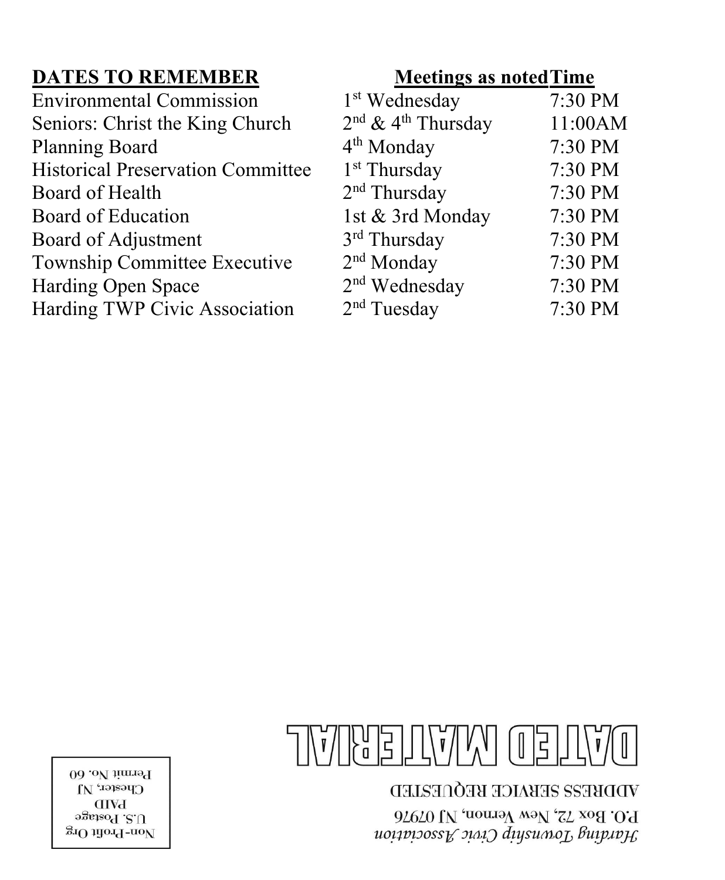| DATES TO REMEMBER | Meetings as noted | Time |
|---|---|---|
| Environmental Commission | 1st Wednesday | 7:30 PM |
| Seniors: Christ the King Church | 2nd & 4th Thursday | 11:00AM |
| Planning Board | 4th Monday | 7:30 PM |
| Historical Preservation Committee | 1st Thursday | 7:30 PM |
| Board of Health | 2nd Thursday | 7:30 PM |
| Board of Education | 1st & 3rd Monday | 7:30 PM |
| Board of Adjustment | 3rd Thursday | 7:30 PM |
| Township Committee Executive | 2nd Monday | 7:30 PM |
| Harding Open Space | 2nd Wednesday | 7:30 PM |
| Harding TWP Civic Association | 2nd Tuesday | 7:30 PM |

DATED MATERIAL

ADDRESS SERVICE REQUESTED

P.O. Box 72, New Vernon, NJ 07976

*Harding Township Civic Association*

Non-Profit Org
U.S. Postage
PAID
Chester, NJ
Permit No. 60